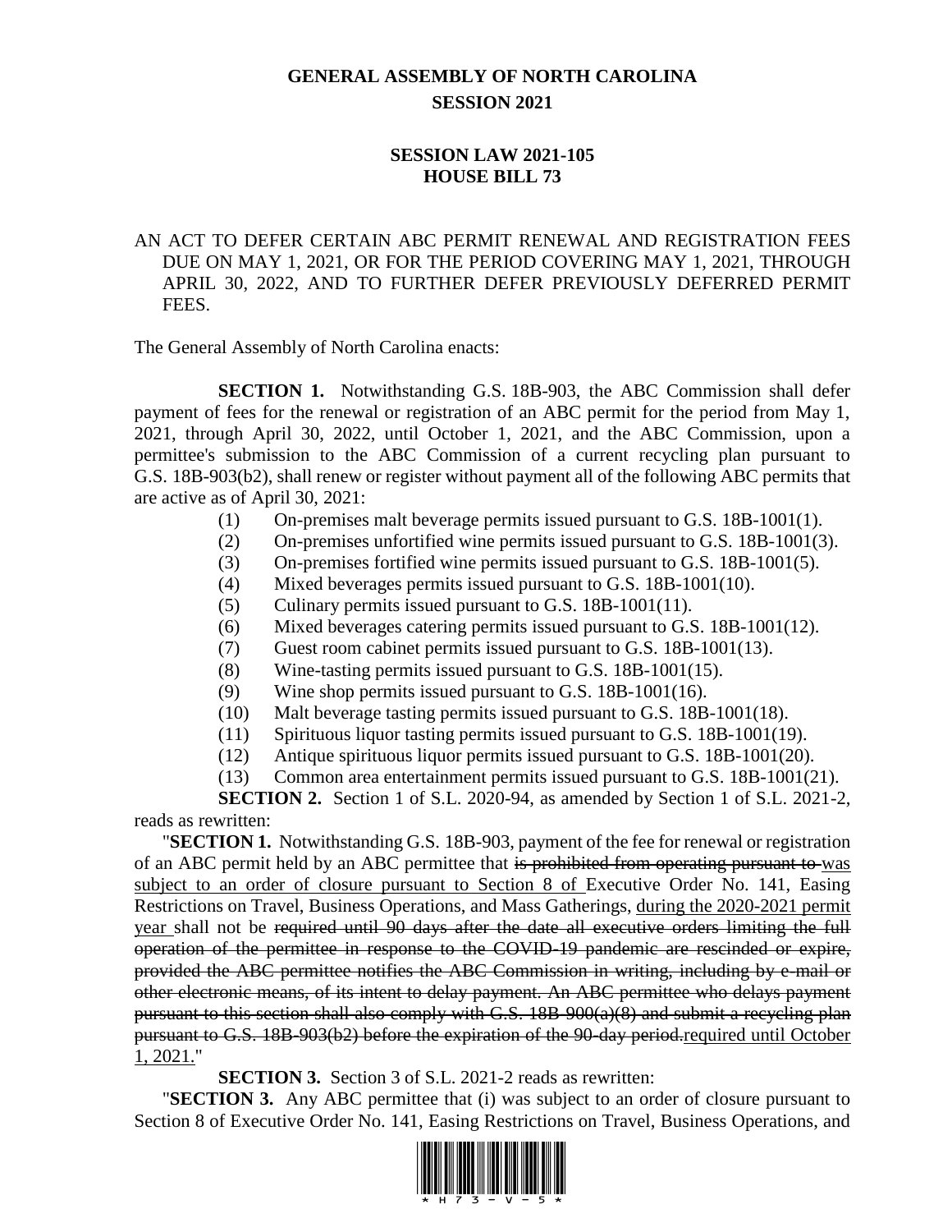# GENERAL ASSEMBLY OF NORTH CAROLINA
## SESSION 2021

## SESSION LAW 2021-105
## HOUSE BILL 73

AN ACT TO DEFER CERTAIN ABC PERMIT RENEWAL AND REGISTRATION FEES DUE ON MAY 1, 2021, OR FOR THE PERIOD COVERING MAY 1, 2021, THROUGH APRIL 30, 2022, AND TO FURTHER DEFER PREVIOUSLY DEFERRED PERMIT FEES.

The General Assembly of North Carolina enacts:

**SECTION 1.** Notwithstanding G.S. 18B-903, the ABC Commission shall defer payment of fees for the renewal or registration of an ABC permit for the period from May 1, 2021, through April 30, 2022, until October 1, 2021, and the ABC Commission, upon a permittee's submission to the ABC Commission of a current recycling plan pursuant to G.S. 18B-903(b2), shall renew or register without payment all of the following ABC permits that are active as of April 30, 2021:

(1) On-premises malt beverage permits issued pursuant to G.S. 18B-1001(1).
(2) On-premises unfortified wine permits issued pursuant to G.S. 18B-1001(3).
(3) On-premises fortified wine permits issued pursuant to G.S. 18B-1001(5).
(4) Mixed beverages permits issued pursuant to G.S. 18B-1001(10).
(5) Culinary permits issued pursuant to G.S. 18B-1001(11).
(6) Mixed beverages catering permits issued pursuant to G.S. 18B-1001(12).
(7) Guest room cabinet permits issued pursuant to G.S. 18B-1001(13).
(8) Wine-tasting permits issued pursuant to G.S. 18B-1001(15).
(9) Wine shop permits issued pursuant to G.S. 18B-1001(16).
(10) Malt beverage tasting permits issued pursuant to G.S. 18B-1001(18).
(11) Spirituous liquor tasting permits issued pursuant to G.S. 18B-1001(19).
(12) Antique spirituous liquor permits issued pursuant to G.S. 18B-1001(20).
(13) Common area entertainment permits issued pursuant to G.S. 18B-1001(21).

**SECTION 2.** Section 1 of S.L. 2020-94, as amended by Section 1 of S.L. 2021-2, reads as rewritten:

"**SECTION 1.** Notwithstanding G.S. 18B-903, payment of the fee for renewal or registration of an ABC permit held by an ABC permittee that ~~is prohibited from operating pursuant to~~ <u>was subject to an order of closure pursuant to Section 8 of</u> Executive Order No. 141, Easing Restrictions on Travel, Business Operations, and Mass Gatherings, <u>during the 2020-2021 permit year</u> shall not be ~~required until 90 days after the date all executive orders limiting the full operation of the permittee in response to the COVID-19 pandemic are rescinded or expire, provided the ABC permittee notifies the ABC Commission in writing, including by e-mail or other electronic means, of its intent to delay payment. An ABC permittee who delays payment pursuant to this section shall also comply with G.S. 18B-900(a)(8) and submit a recycling plan pursuant to G.S. 18B-903(b2) before the expiration of the 90-day period.~~<u>required until October 1, 2021.</u>"

**SECTION 3.** Section 3 of S.L. 2021-2 reads as rewritten:

"**SECTION 3.** Any ABC permittee that (i) was subject to an order of closure pursuant to Section 8 of Executive Order No. 141, Easing Restrictions on Travel, Business Operations, and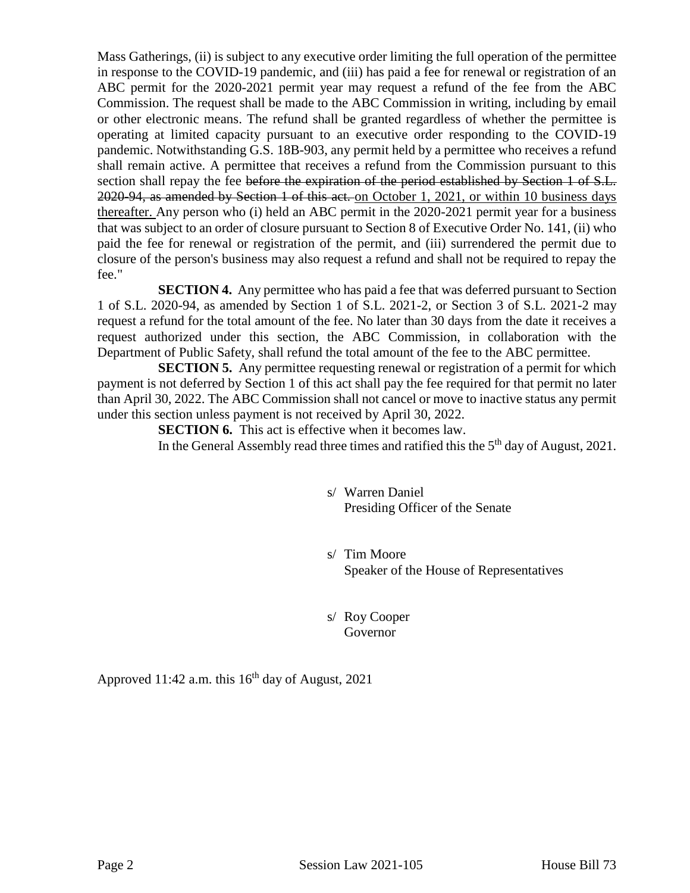Mass Gatherings, (ii) is subject to any executive order limiting the full operation of the permittee in response to the COVID-19 pandemic, and (iii) has paid a fee for renewal or registration of an ABC permit for the 2020-2021 permit year may request a refund of the fee from the ABC Commission. The request shall be made to the ABC Commission in writing, including by email or other electronic means. The refund shall be granted regardless of whether the permittee is operating at limited capacity pursuant to an executive order responding to the COVID-19 pandemic. Notwithstanding G.S. 18B-903, any permit held by a permittee who receives a refund shall remain active. A permittee that receives a refund from the Commission pursuant to this section shall repay the fee ~~before the expiration of the period established by Section 1 of S.L. 2020-94, as amended by Section 1 of this act.~~ on October 1, 2021, or within 10 business days thereafter. Any person who (i) held an ABC permit in the 2020-2021 permit year for a business that was subject to an order of closure pursuant to Section 8 of Executive Order No. 141, (ii) who paid the fee for renewal or registration of the permit, and (iii) surrendered the permit due to closure of the person's business may also request a refund and shall not be required to repay the fee."

**SECTION 4.** Any permittee who has paid a fee that was deferred pursuant to Section 1 of S.L. 2020-94, as amended by Section 1 of S.L. 2021-2, or Section 3 of S.L. 2021-2 may request a refund for the total amount of the fee. No later than 30 days from the date it receives a request authorized under this section, the ABC Commission, in collaboration with the Department of Public Safety, shall refund the total amount of the fee to the ABC permittee.

**SECTION 5.** Any permittee requesting renewal or registration of a permit for which payment is not deferred by Section 1 of this act shall pay the fee required for that permit no later than April 30, 2022. The ABC Commission shall not cancel or move to inactive status any permit under this section unless payment is not received by April 30, 2022.

**SECTION 6.** This act is effective when it becomes law.

In the General Assembly read three times and ratified this the 5th day of August, 2021.

s/ Warren Daniel
Presiding Officer of the Senate

s/ Tim Moore
Speaker of the House of Representatives

s/ Roy Cooper
Governor

Approved 11:42 a.m. this 16th day of August, 2021